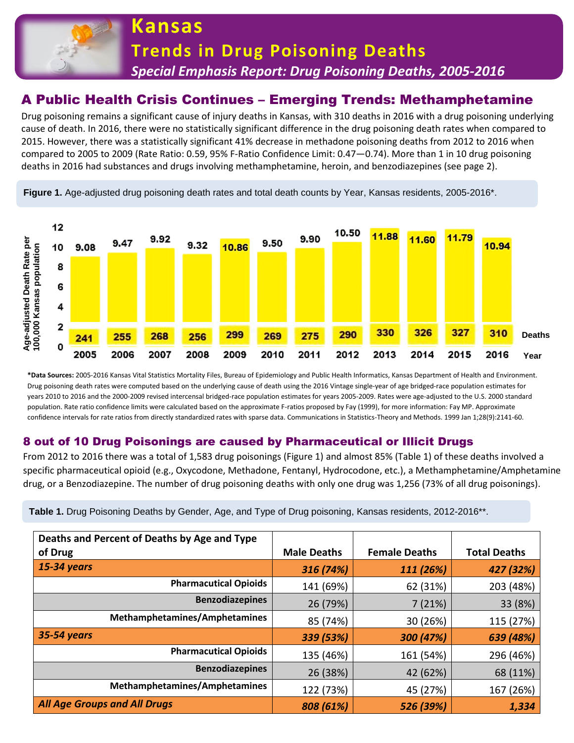# Kansas

## Trends in Drug Poisoning Deaths

### *Special Emphasis Report: Drug Poisoning Deaths, 2005-2016*

## A Public Health Crisis Continues – Emerging Trends: Methamphetamine

Drug poisoning remains a significant cause of injury deaths in Kansas, with 310 deaths in 2016 with a drug poisoning underlying cause of death. In 2016, there were no statistically significant difference in the drug poisoning death rates when compared to 2015. However, there was a statistically significant 41% decrease in methadone poisoning deaths from 2012 to 2016 when compared to 2005 to 2009 (Rate Ratio: 0.59, 95% F-Ratio Confidence Limit: 0.47—0.74). More than 1 in 10 drug poisoning deaths in 2016 had substances and drugs involving methamphetamine, heroin, and benzodiazepines (see page 2).

**Figure 1.** Age-adjusted drug poisoning death rates and total death counts by Year, Kansas residents, 2005-2016*.

| Year | 2005 | 2006 | 2007 | 2008 | 2009 | 2010 | 2011 | 2012 | 2013 | 2014 | 2015 | 2016 |
|---|---|---|---|---|---|---|---|---|---|---|---|---|
| Age-adjusted Death Rate per 100,000 Kansas population | 9.08 | 9.47 | 9.92 | 9.32 | 10.86 | 9.50 | 9.90 | 10.50 | 11.88 | 11.60 | 11.79 | 10.94 |
| Deaths | 241 | 255 | 268 | 256 | 299 | 269 | 275 | 290 | 330 | 326 | 327 | 310 |

***Data Sources:** 2005-2016 Kansas Vital Statistics Mortality Files, Bureau of Epidemiology and Public Health Informatics, Kansas Department of Health and Environment. Drug poisoning death rates were computed based on the underlying cause of death using the 2016 Vintage single-year of age bridged-race population estimates for years 2010 to 2016 and the 2000-2009 revised intercensal bridged-race population estimates for years 2005-2009. Rates were age-adjusted to the U.S. 2000 standard population. Rate ratio confidence limits were calculated based on the approximate F-ratios proposed by Fay (1999), for more information: Fay MP. Approximate confidence intervals for rate ratios from directly standardized rates with sparse data. Communications in Statistics-Theory and Methods. 1999 Jan 1;28(9):2141-60.

## 8 out of 10 Drug Poisonings are caused by Pharmaceutical or Illicit Drugs

From 2012 to 2016 there was a total of 1,583 drug poisonings (Figure 1) and almost 85% (Table 1) of these deaths involved a specific pharmaceutical opioid (e.g., Oxycodone, Methadone, Fentanyl, Hydrocodone, etc.), a Methamphetamine/Amphetamine drug, or a Benzodiazepine. The number of drug poisoning deaths with only one drug was 1,256 (73% of all drug poisonings).

**Table 1.** Drug Poisoning Deaths by Gender, Age, and Type of Drug poisoning, Kansas residents, 2012-2016**.

| Deaths and Percent of Deaths by Age and Type of Drug | Male Deaths | Female Deaths | Total Deaths |
|---|---|---|---|
| ***15-34 years*** | ***316 (74%)*** | ***111 (26%)*** | ***427 (32%)*** |
| **Pharmaceutical Opioids** | 141 (69%) | 62 (31%) | 203 (48%) |
| **Benzodiazepines** | 26 (79%) | 7 (21%) | 33 (8%) |
| **Methamphetamines/Amphetamines** | 85 (74%) | 30 (26%) | 115 (27%) |
| ***35-54 years*** | ***339 (53%)*** | ***300 (47%)*** | ***639 (48%)*** |
| **Pharmaceutical Opioids** | 135 (46%) | 161 (54%) | 296 (46%) |
| **Benzodiazepines** | 26 (38%) | 42 (62%) | 68 (11%) |
| **Methamphetamines/Amphetamines** | 122 (73%) | 45 (27%) | 167 (26%) |
| ***All Age Groups and All Drugs*** | ***808 (61%)*** | ***526 (39%)*** | ***1,334*** |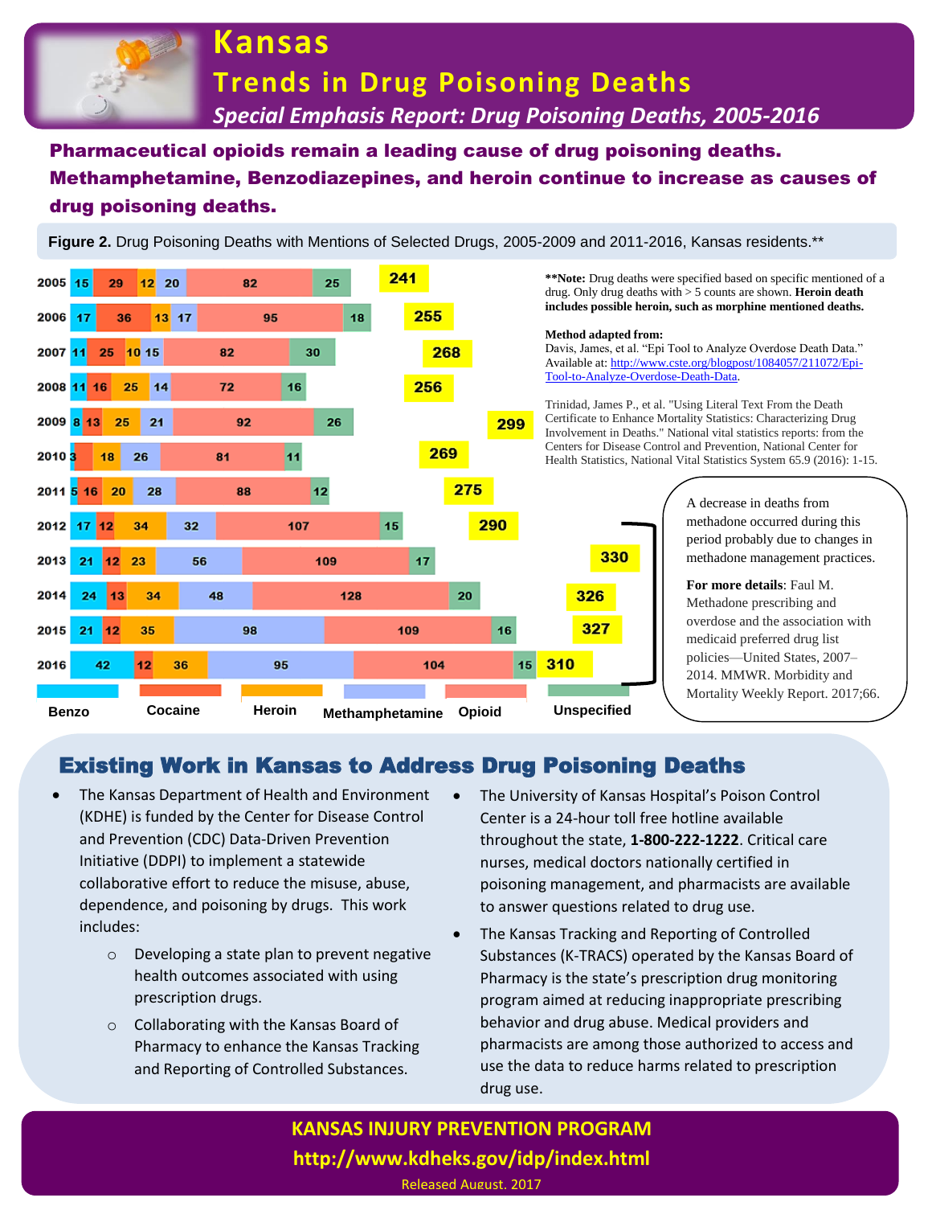# Kansas

## Trends in Drug Poisoning Deaths

### *Special Emphasis Report: Drug Poisoning Deaths, 2005-2016*

**Pharmaceutical opioids remain a leading cause of drug poisoning deaths. Methamphetamine, Benzodiazepines, and heroin continue to increase as causes of drug poisoning deaths.**

**Figure 2.** Drug Poisoning Deaths with Mentions of Selected Drugs, 2005-2009 and 2011-2016, Kansas residents.**

2005 15 29 12 20 82 25 241
2006 17 36 13 17 95 18 255
2007 11 25 10 15 82 30 268
2008 11 16 25 14 72 16 256
2009 8 13 25 21 92 26 299
2010 3 18 26 81 11 269
2011 5 16 20 28 88 12 275
2012 17 12 34 32 107 15 290
2013 21 12 23 56 109 17 330
2014 24 13 34 48 128 20 326
2015 21 12 35 98 109 16 327
2016 42 12 36 95 104 15 310

Benzo, Cocaine, Heroin, Methamphetamine, Opioid, Unspecified

****Note:** Drug deaths were specified based on specific mentioned of a drug. Only drug deaths with > 5 counts are shown. **Heroin death includes possible heroin, such as morphine mentioned deaths.**

**Method adapted from:**
Davis, James, et al. "Epi Tool to Analyze Overdose Death Data." Available at: http://www.cste.org/blogpost/1084057/211072/Epi-Tool-to-Analyze-Overdose-Death-Data.

Trinidad, James P., et al. "Using Literal Text From the Death Certificate to Enhance Mortality Statistics: Characterizing Drug Involvement in Deaths." National vital statistics reports: from the Centers for Disease Control and Prevention, National Center for Health Statistics, National Vital Statistics System 65.9 (2016): 1-15.

A decrease in deaths from methadone occurred during this period probably due to changes in methadone management practices.

**For more details**: Faul M. Methadone prescribing and overdose and the association with medicaid preferred drug list policies—United States, 2007–2014. MMWR. Morbidity and Mortality Weekly Report. 2017;66.

## Existing Work in Kansas to Address Drug Poisoning Deaths

- The Kansas Department of Health and Environment (KDHE) is funded by the Center for Disease Control and Prevention (CDC) Data-Driven Prevention Initiative (DDPI) to implement a statewide collaborative effort to reduce the misuse, abuse, dependence, and poisoning by drugs. This work includes:
  - Developing a state plan to prevent negative health outcomes associated with using prescription drugs.
  - Collaborating with the Kansas Board of Pharmacy to enhance the Kansas Tracking and Reporting of Controlled Substances.
- The University of Kansas Hospital's Poison Control Center is a 24-hour toll free hotline available throughout the state, **1-800-222-1222**. Critical care nurses, medical doctors nationally certified in poisoning management, and pharmacists are available to answer questions related to drug use.
- The Kansas Tracking and Reporting of Controlled Substances (K-TRACS) operated by the Kansas Board of Pharmacy is the state's prescription drug monitoring program aimed at reducing inappropriate prescribing behavior and drug abuse. Medical providers and pharmacists are among those authorized to access and use the data to reduce harms related to prescription drug use.

**KANSAS INJURY PREVENTION PROGRAM**
**http://www.kdheks.gov/idp/index.html**
Released August, 2017